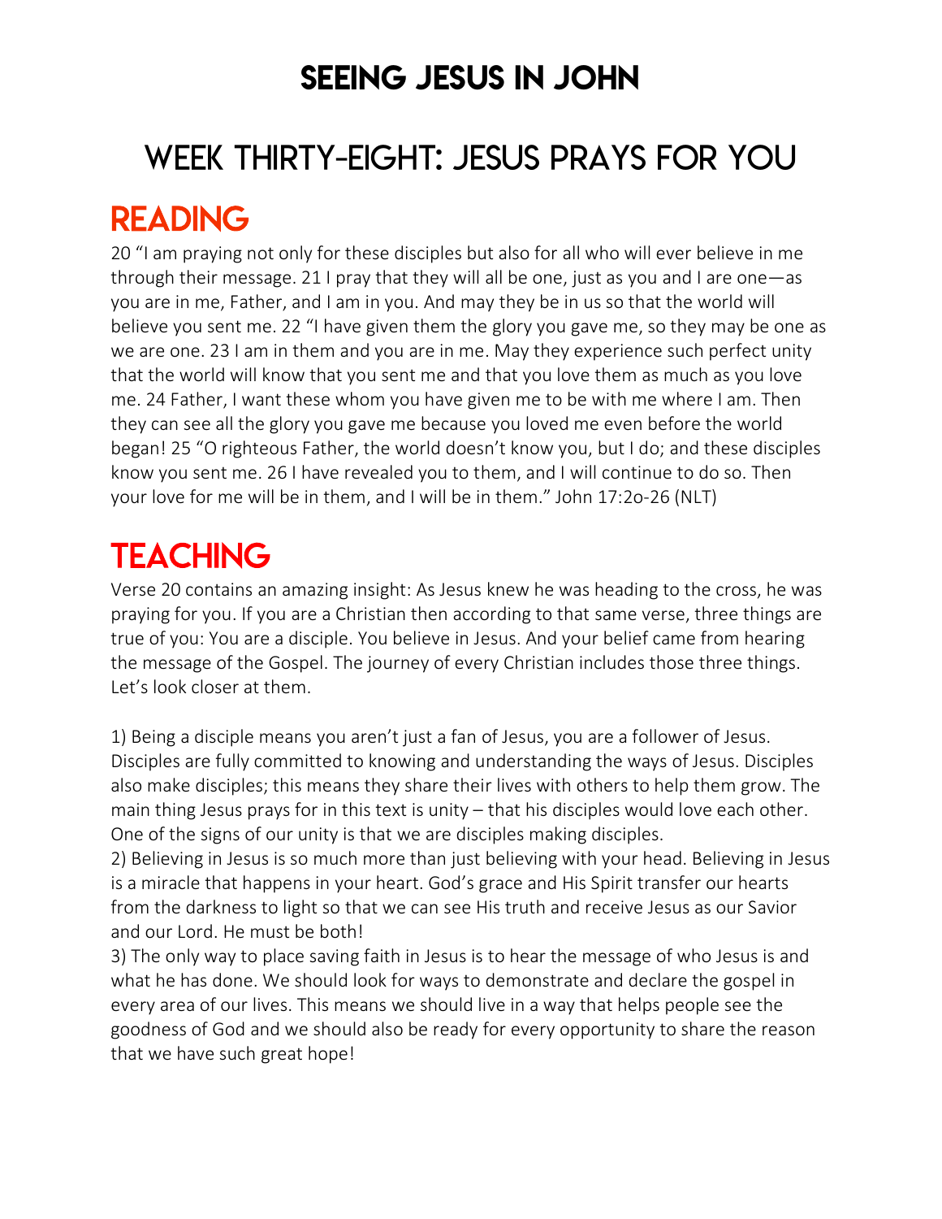# SEEING JESUS IN JOHN

## WEEK THIRTY-EIGHT: JESUS PRAYS FOR YOU

## READING

20 "I am praying not only for these disciples but also for all who will ever believe in me through their message. 21 I pray that they will all be one, just as you and I are one—as you are in me, Father, and I am in you. And may they be in us so that the world will believe you sent me. 22 "I have given them the glory you gave me, so they may be one as we are one. 23 I am in them and you are in me. May they experience such perfect unity that the world will know that you sent me and that you love them as much as you love me. 24 Father, I want these whom you have given me to be with me where I am. Then they can see all the glory you gave me because you loved me even before the world began! 25 "O righteous Father, the world doesn't know you, but I do; and these disciples know you sent me. 26 I have revealed you to them, and I will continue to do so. Then your love for me will be in them, and I will be in them." John 17:2o-26 (NLT)

## TEACHING

Verse 20 contains an amazing insight: As Jesus knew he was heading to the cross, he was praying for you. If you are a Christian then according to that same verse, three things are true of you: You are a disciple. You believe in Jesus. And your belief came from hearing the message of the Gospel. The journey of every Christian includes those three things. Let's look closer at them.

1) Being a disciple means you aren't just a fan of Jesus, you are a follower of Jesus. Disciples are fully committed to knowing and understanding the ways of Jesus. Disciples also make disciples; this means they share their lives with others to help them grow. The main thing Jesus prays for in this text is unity – that his disciples would love each other. One of the signs of our unity is that we are disciples making disciples.
2) Believing in Jesus is so much more than just believing with your head. Believing in Jesus is a miracle that happens in your heart. God's grace and His Spirit transfer our hearts from the darkness to light so that we can see His truth and receive Jesus as our Savior and our Lord. He must be both!
3) The only way to place saving faith in Jesus is to hear the message of who Jesus is and what he has done. We should look for ways to demonstrate and declare the gospel in every area of our lives. This means we should live in a way that helps people see the goodness of God and we should also be ready for every opportunity to share the reason that we have such great hope!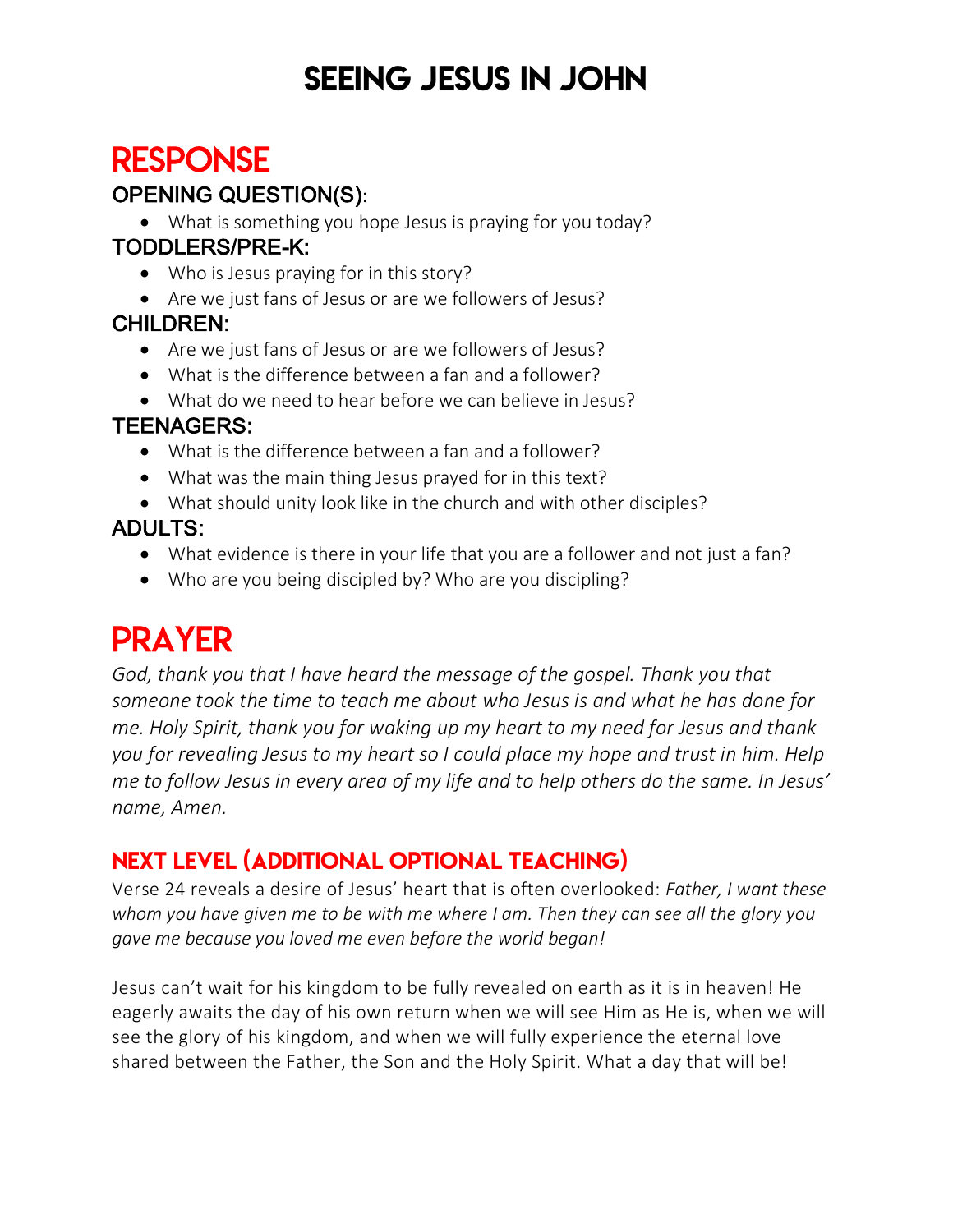# SEEING JESUS IN JOHN

## RESPONSE

### OPENING QUESTION(S):

- What is something you hope Jesus is praying for you today?

### TODDLERS/PRE-K:

- Who is Jesus praying for in this story?
- Are we just fans of Jesus or are we followers of Jesus?

### CHILDREN:

- Are we just fans of Jesus or are we followers of Jesus?
- What is the difference between a fan and a follower?
- What do we need to hear before we can believe in Jesus?

### TEENAGERS:

- What is the difference between a fan and a follower?
- What was the main thing Jesus prayed for in this text?
- What should unity look like in the church and with other disciples?

### ADULTS:

- What evidence is there in your life that you are a follower and not just a fan?
- Who are you being discipled by? Who are you discipling?

## PRAYER

*God, thank you that I have heard the message of the gospel. Thank you that someone took the time to teach me about who Jesus is and what he has done for me. Holy Spirit, thank you for waking up my heart to my need for Jesus and thank you for revealing Jesus to my heart so I could place my hope and trust in him. Help me to follow Jesus in every area of my life and to help others do the same. In Jesus' name, Amen.*

### NEXT LEVEL (ADDITIONAL OPTIONAL TEACHING)

Verse 24 reveals a desire of Jesus' heart that is often overlooked: *Father, I want these whom you have given me to be with me where I am. Then they can see all the glory you gave me because you loved me even before the world began!*

Jesus can't wait for his kingdom to be fully revealed on earth as it is in heaven! He eagerly awaits the day of his own return when we will see Him as He is, when we will see the glory of his kingdom, and when we will fully experience the eternal love shared between the Father, the Son and the Holy Spirit. What a day that will be!